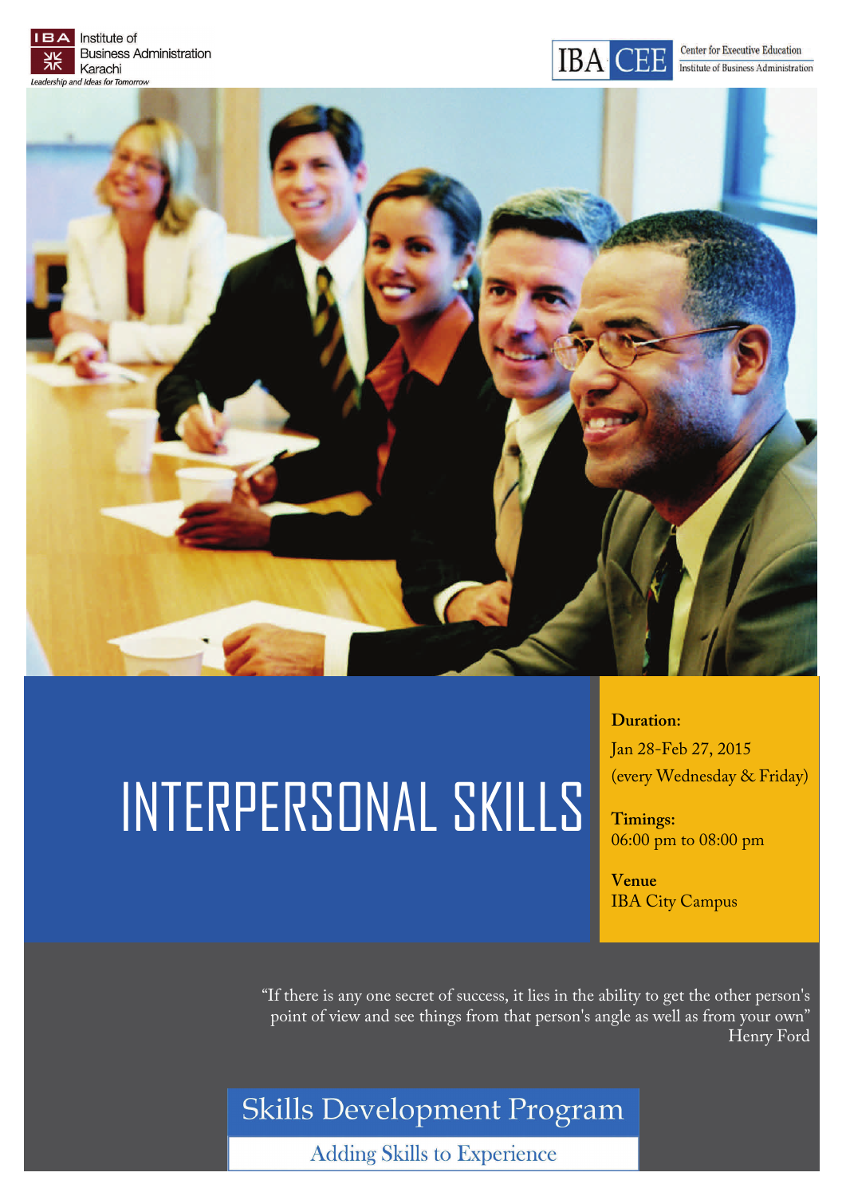IBA Institute of Business Administration Karachi
*Leadership and Ideas for Tomorrow*

IBA CEE Center for Executive Education
Institute of Business Administration

# INTERPERSONAL SKILLS

**Duration:**
Jan 28-Feb 27, 2015
(every Wednesday & Friday)

**Timings:**
06:00 pm to 08:00 pm

**Venue**
IBA City Campus

"If there is any one secret of success, it lies in the ability to get the other person's point of view and see things from that person's angle as well as from your own"
Henry Ford

## Skills Development Program

Adding Skills to Experience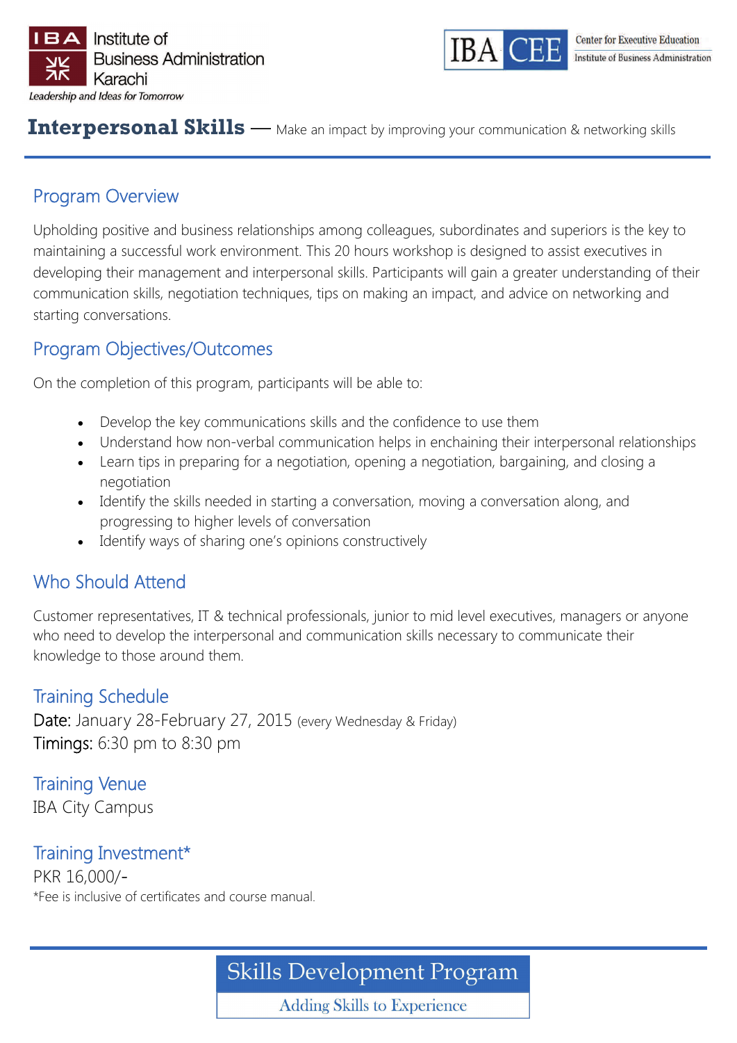IBA Institute of Business Administration Karachi
*Leadership and Ideas for Tomorrow*

IBA CEE Center for Executive Education, Institute of Business Administration

# Interpersonal Skills — Make an impact by improving your communication & networking skills

## Program Overview

Upholding positive and business relationships among colleagues, subordinates and superiors is the key to maintaining a successful work environment. This 20 hours workshop is designed to assist executives in developing their management and interpersonal skills. Participants will gain a greater understanding of their communication skills, negotiation techniques, tips on making an impact, and advice on networking and starting conversations.

## Program Objectives/Outcomes

On the completion of this program, participants will be able to:

- Develop the key communications skills and the confidence to use them
- Understand how non-verbal communication helps in enchaining their interpersonal relationships
- Learn tips in preparing for a negotiation, opening a negotiation, bargaining, and closing a negotiation
- Identify the skills needed in starting a conversation, moving a conversation along, and progressing to higher levels of conversation
- Identify ways of sharing one's opinions constructively

## Who Should Attend

Customer representatives, IT & technical professionals, junior to mid level executives, managers or anyone who need to develop the interpersonal and communication skills necessary to communicate their knowledge to those around them.

## Training Schedule

Date: January 28-February 27, 2015 (every Wednesday & Friday)
Timings: 6:30 pm to 8:30 pm

## Training Venue

IBA City Campus

## Training Investment*

PKR 16,000/-
*Fee is inclusive of certificates and course manual.

Skills Development Program
Adding Skills to Experience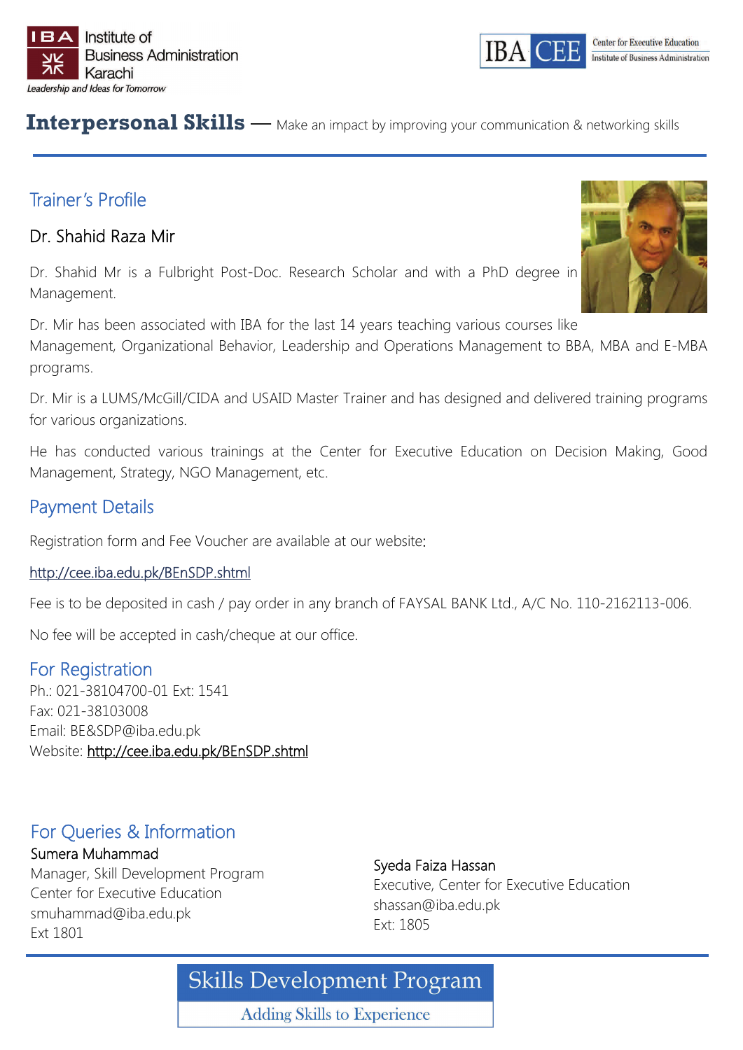Institute of Business Administration Karachi

Leadership and Ideas for Tomorrow

IBA CEE Center for Executive Education Institute of Business Administration

# Interpersonal Skills — Make an impact by improving your communication & networking skills

## Trainer's Profile

### Dr. Shahid Raza Mir

Dr. Shahid Mr is a Fulbright Post-Doc. Research Scholar and with a PhD degree in Management.

Dr. Mir has been associated with IBA for the last 14 years teaching various courses like Management, Organizational Behavior, Leadership and Operations Management to BBA, MBA and E-MBA programs.

Dr. Mir is a LUMS/McGill/CIDA and USAID Master Trainer and has designed and delivered training programs for various organizations.

He has conducted various trainings at the Center for Executive Education on Decision Making, Good Management, Strategy, NGO Management, etc.

## Payment Details

Registration form and Fee Voucher are available at our website:

http://cee.iba.edu.pk/BEnSDP.shtml

Fee is to be deposited in cash / pay order in any branch of FAYSAL BANK Ltd., A/C No. 110-2162113-006.

No fee will be accepted in cash/cheque at our office.

## For Registration

Ph.: 021-38104700-01 Ext: 1541
Fax: 021-38103008
Email: BE&SDP@iba.edu.pk
Website: http://cee.iba.edu.pk/BEnSDP.shtml

## For Queries & Information

Sumera Muhammad
Manager, Skill Development Program
Center for Executive Education
smuhammad@iba.edu.pk
Ext 1801

Syeda Faiza Hassan
Executive, Center for Executive Education
shassan@iba.edu.pk
Ext: 1805

Skills Development Program

Adding Skills to Experience